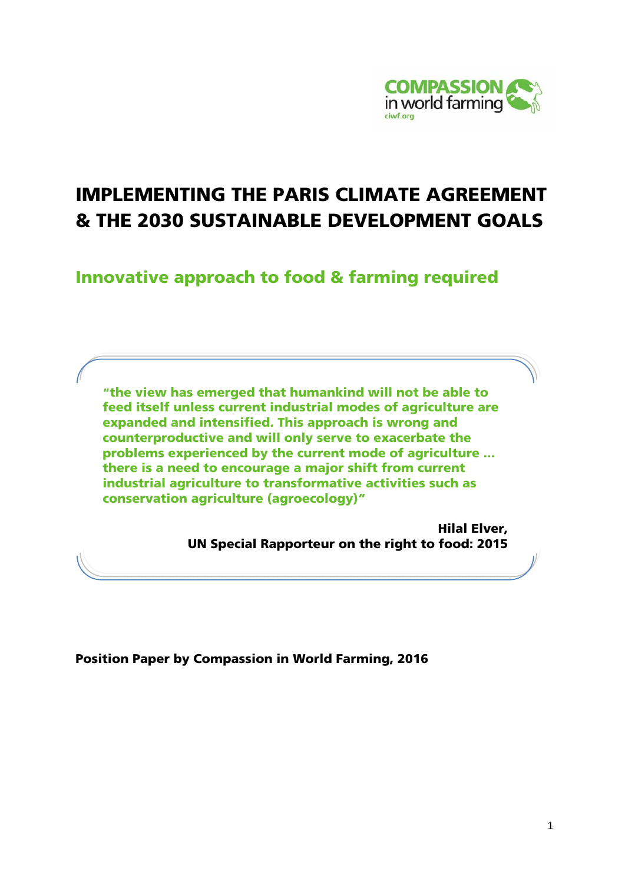COMPASSION in world farming
ciwf.org

# IMPLEMENTING THE PARIS CLIMATE AGREEMENT & THE 2030 SUSTAINABLE DEVELOPMENT GOALS

## Innovative approach to food & farming required

> **"the view has emerged that humankind will not be able to feed itself unless current industrial modes of agriculture are expanded and intensified. This approach is wrong and counterproductive and will only serve to exacerbate the problems experienced by the current mode of agriculture … there is a need to encourage a major shift from current industrial agriculture to transformative activities such as conservation agriculture (agroecology)"**
>
> **Hilal Elver,**
> **UN Special Rapporteur on the right to food: 2015**

**Position Paper by Compassion in World Farming, 2016**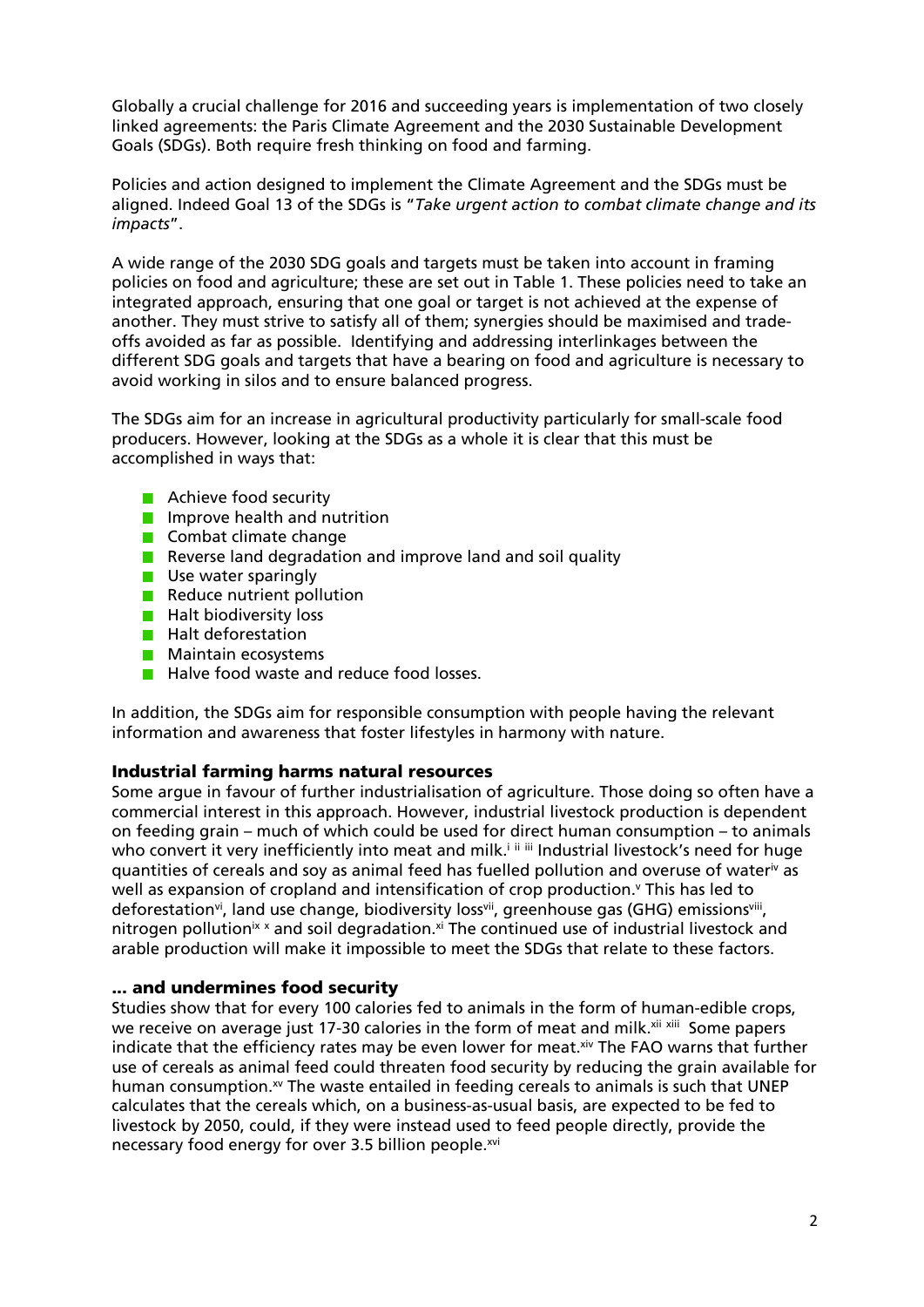Globally a crucial challenge for 2016 and succeeding years is implementation of two closely linked agreements: the Paris Climate Agreement and the 2030 Sustainable Development Goals (SDGs). Both require fresh thinking on food and farming.

Policies and action designed to implement the Climate Agreement and the SDGs must be aligned. Indeed Goal 13 of the SDGs is "*Take urgent action to combat climate change and its impacts*".

A wide range of the 2030 SDG goals and targets must be taken into account in framing policies on food and agriculture; these are set out in Table 1. These policies need to take an integrated approach, ensuring that one goal or target is not achieved at the expense of another. They must strive to satisfy all of them; synergies should be maximised and trade-offs avoided as far as possible. Identifying and addressing interlinkages between the different SDG goals and targets that have a bearing on food and agriculture is necessary to avoid working in silos and to ensure balanced progress.

The SDGs aim for an increase in agricultural productivity particularly for small-scale food producers. However, looking at the SDGs as a whole it is clear that this must be accomplished in ways that:

- Achieve food security
- Improve health and nutrition
- Combat climate change
- Reverse land degradation and improve land and soil quality
- Use water sparingly
- Reduce nutrient pollution
- Halt biodiversity loss
- Halt deforestation
- Maintain ecosystems
- Halve food waste and reduce food losses.

In addition, the SDGs aim for responsible consumption with people having the relevant information and awareness that foster lifestyles in harmony with nature.

### Industrial farming harms natural resources

Some argue in favour of further industrialisation of agriculture. Those doing so often have a commercial interest in this approach. However, industrial livestock production is dependent on feeding grain – much of which could be used for direct human consumption – to animals who convert it very inefficiently into meat and milk.[i ii iii] Industrial livestock's need for huge quantities of cereals and soy as animal feed has fuelled pollution and overuse of water[iv] as well as expansion of cropland and intensification of crop production.[v] This has led to deforestation[vi], land use change, biodiversity loss[vii], greenhouse gas (GHG) emissions[viii], nitrogen pollution[ix x] and soil degradation.[xi] The continued use of industrial livestock and arable production will make it impossible to meet the SDGs that relate to these factors.

### ... and undermines food security

Studies show that for every 100 calories fed to animals in the form of human-edible crops, we receive on average just 17-30 calories in the form of meat and milk.[xii xiii] Some papers indicate that the efficiency rates may be even lower for meat.[xiv] The FAO warns that further use of cereals as animal feed could threaten food security by reducing the grain available for human consumption.[xv] The waste entailed in feeding cereals to animals is such that UNEP calculates that the cereals which, on a business-as-usual basis, are expected to be fed to livestock by 2050, could, if they were instead used to feed people directly, provide the necessary food energy for over 3.5 billion people.[xvi]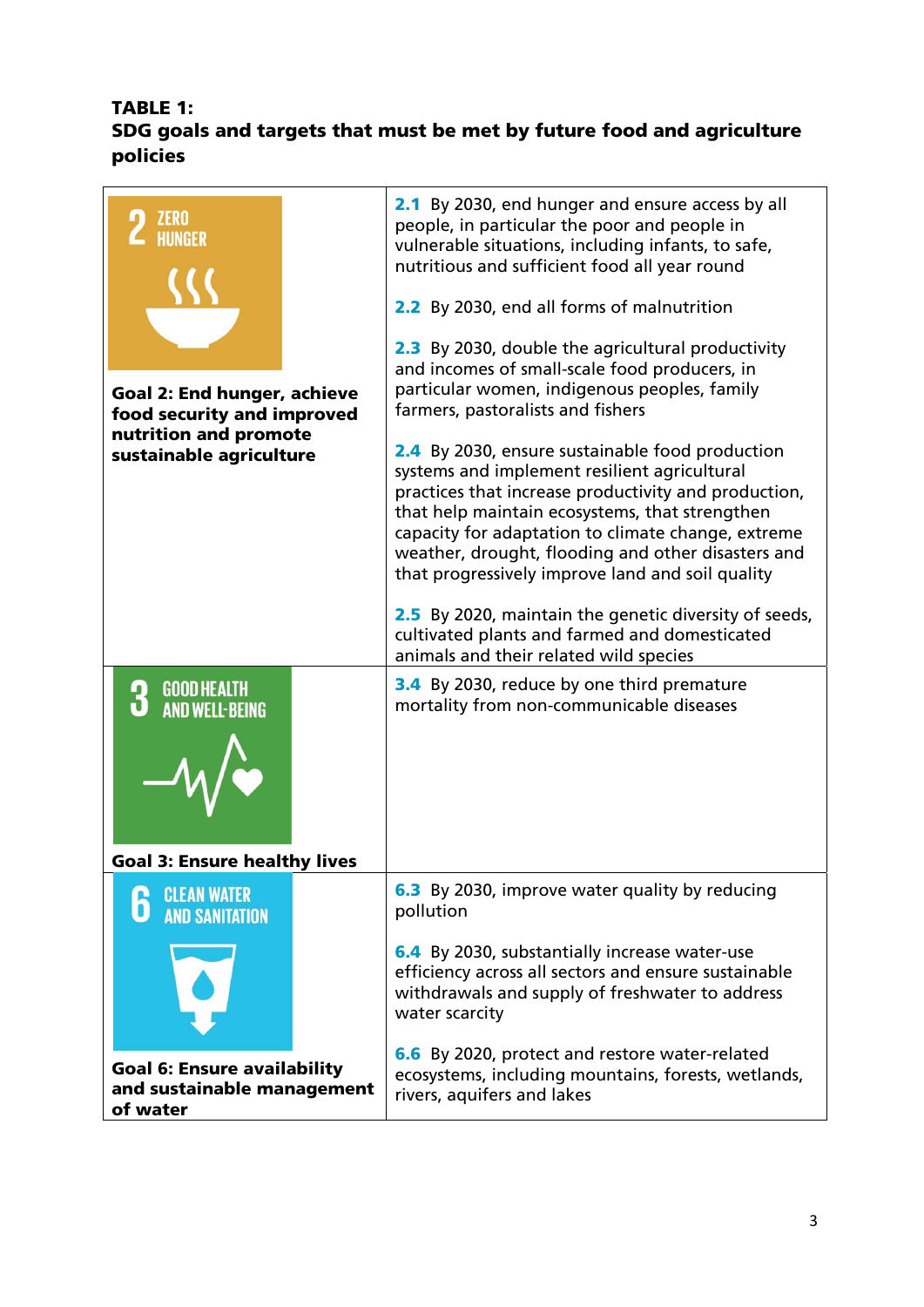**TABLE 1:**
**SDG goals and targets that must be met by future food and agriculture policies**

| Goal | Targets |
|---|---|
| 2 ZERO HUNGER<br><br>**Goal 2: End hunger, achieve food security and improved nutrition and promote sustainable agriculture** | **2.1** By 2030, end hunger and ensure access by all people, in particular the poor and people in vulnerable situations, including infants, to safe, nutritious and sufficient food all year round<br><br>**2.2** By 2030, end all forms of malnutrition<br><br>**2.3** By 2030, double the agricultural productivity and incomes of small-scale food producers, in particular women, indigenous peoples, family farmers, pastoralists and fishers<br><br>**2.4** By 2030, ensure sustainable food production systems and implement resilient agricultural practices that increase productivity and production, that help maintain ecosystems, that strengthen capacity for adaptation to climate change, extreme weather, drought, flooding and other disasters and that progressively improve land and soil quality<br><br>**2.5** By 2020, maintain the genetic diversity of seeds, cultivated plants and farmed and domesticated animals and their related wild species |
| 3 GOOD HEALTH AND WELL-BEING<br><br>**Goal 3: Ensure healthy lives** | **3.4** By 2030, reduce by one third premature mortality from non-communicable diseases |
| 6 CLEAN WATER AND SANITATION<br><br>**Goal 6: Ensure availability and sustainable management of water** | **6.3** By 2030, improve water quality by reducing pollution<br><br>**6.4** By 2030, substantially increase water-use efficiency across all sectors and ensure sustainable withdrawals and supply of freshwater to address water scarcity<br><br>**6.6** By 2020, protect and restore water-related ecosystems, including mountains, forests, wetlands, rivers, aquifers and lakes |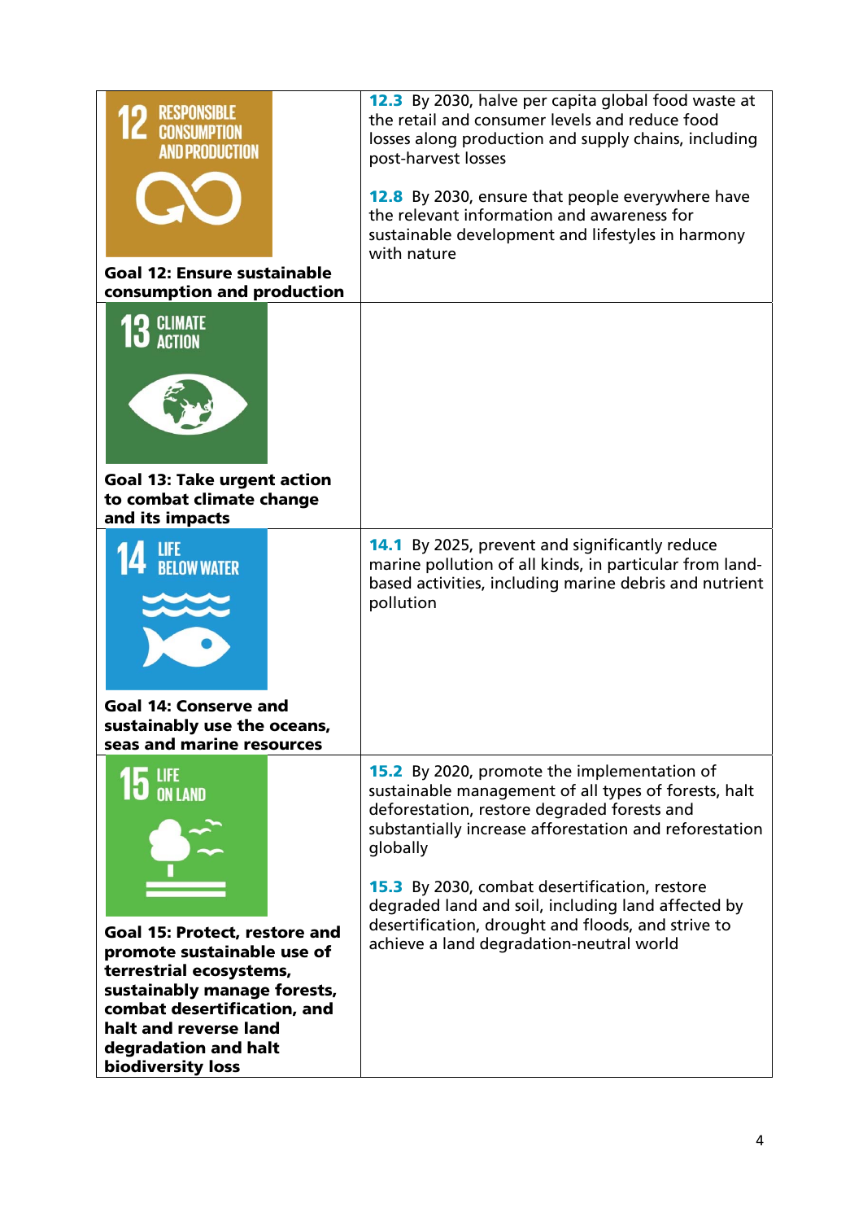| | |
|---|---|
| **Goal 12: Ensure sustainable consumption and production** | **12.3** By 2030, halve per capita global food waste at the retail and consumer levels and reduce food losses along production and supply chains, including post-harvest losses<br><br>**12.8** By 2030, ensure that people everywhere have the relevant information and awareness for sustainable development and lifestyles in harmony with nature |
| **Goal 13: Take urgent action to combat climate change and its impacts** | |
| **Goal 14: Conserve and sustainably use the oceans, seas and marine resources** | **14.1** By 2025, prevent and significantly reduce marine pollution of all kinds, in particular from land-based activities, including marine debris and nutrient pollution |
| **Goal 15: Protect, restore and promote sustainable use of terrestrial ecosystems, sustainably manage forests, combat desertification, and halt and reverse land degradation and halt biodiversity loss** | **15.2** By 2020, promote the implementation of sustainable management of all types of forests, halt deforestation, restore degraded forests and substantially increase afforestation and reforestation globally<br><br>**15.3** By 2030, combat desertification, restore degraded land and soil, including land affected by desertification, drought and floods, and strive to achieve a land degradation-neutral world |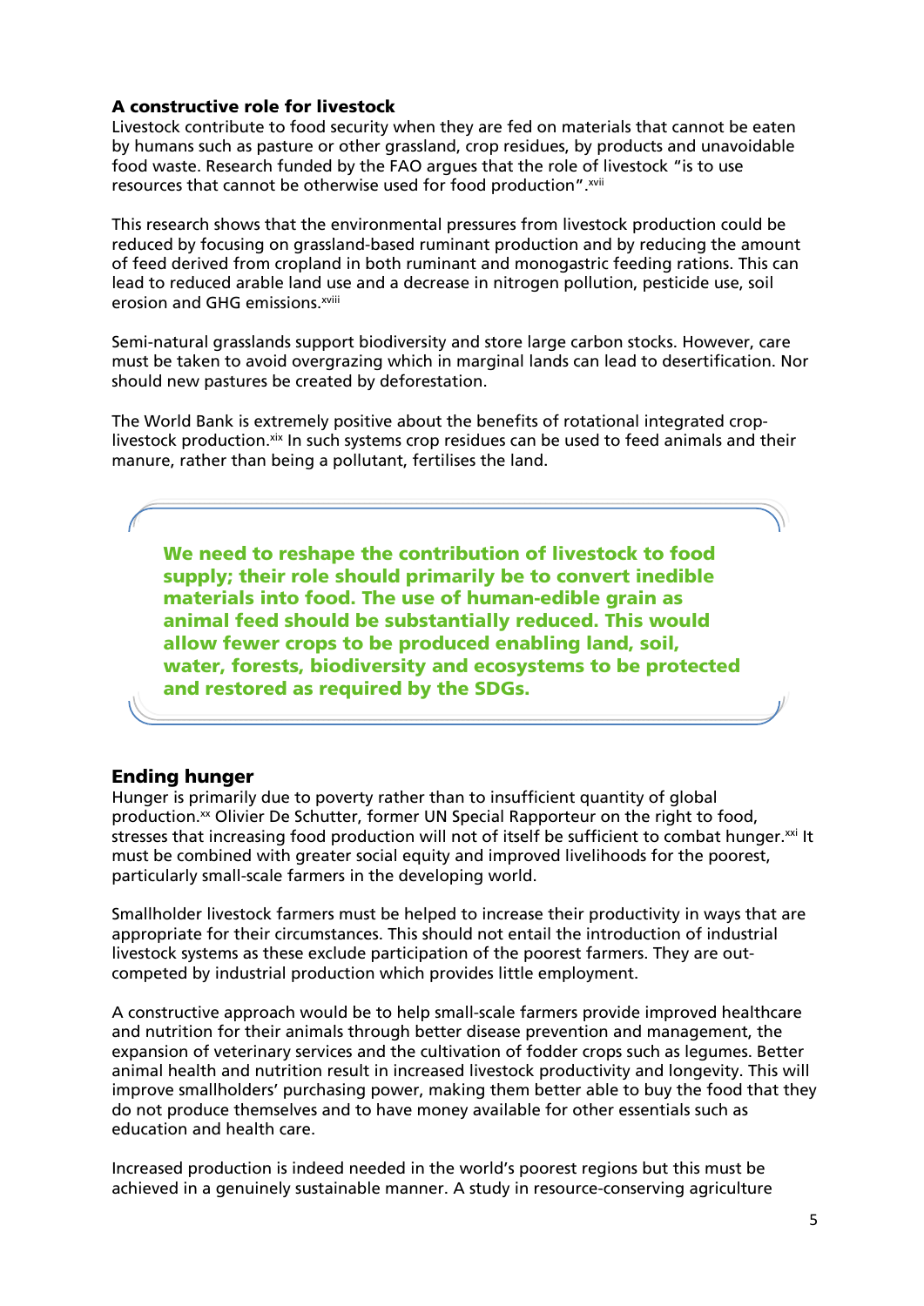## A constructive role for livestock

Livestock contribute to food security when they are fed on materials that cannot be eaten by humans such as pasture or other grassland, crop residues, by products and unavoidable food waste. Research funded by the FAO argues that the role of livestock "is to use resources that cannot be otherwise used for food production".[xvii]

This research shows that the environmental pressures from livestock production could be reduced by focusing on grassland-based ruminant production and by reducing the amount of feed derived from cropland in both ruminant and monogastric feeding rations. This can lead to reduced arable land use and a decrease in nitrogen pollution, pesticide use, soil erosion and GHG emissions.[xviii]

Semi-natural grasslands support biodiversity and store large carbon stocks. However, care must be taken to avoid overgrazing which in marginal lands can lead to desertification. Nor should new pastures be created by deforestation.

The World Bank is extremely positive about the benefits of rotational integrated crop-livestock production.[xix] In such systems crop residues can be used to feed animals and their manure, rather than being a pollutant, fertilises the land.

> **We need to reshape the contribution of livestock to food supply; their role should primarily be to convert inedible materials into food. The use of human-edible grain as animal feed should be substantially reduced. This would allow fewer crops to be produced enabling land, soil, water, forests, biodiversity and ecosystems to be protected and restored as required by the SDGs.**

## Ending hunger

Hunger is primarily due to poverty rather than to insufficient quantity of global production.[xx] Olivier De Schutter, former UN Special Rapporteur on the right to food, stresses that increasing food production will not of itself be sufficient to combat hunger.[xxi] It must be combined with greater social equity and improved livelihoods for the poorest, particularly small-scale farmers in the developing world.

Smallholder livestock farmers must be helped to increase their productivity in ways that are appropriate for their circumstances. This should not entail the introduction of industrial livestock systems as these exclude participation of the poorest farmers. They are out-competed by industrial production which provides little employment.

A constructive approach would be to help small-scale farmers provide improved healthcare and nutrition for their animals through better disease prevention and management, the expansion of veterinary services and the cultivation of fodder crops such as legumes. Better animal health and nutrition result in increased livestock productivity and longevity. This will improve smallholders' purchasing power, making them better able to buy the food that they do not produce themselves and to have money available for other essentials such as education and health care.

Increased production is indeed needed in the world's poorest regions but this must be achieved in a genuinely sustainable manner. A study in resource-conserving agriculture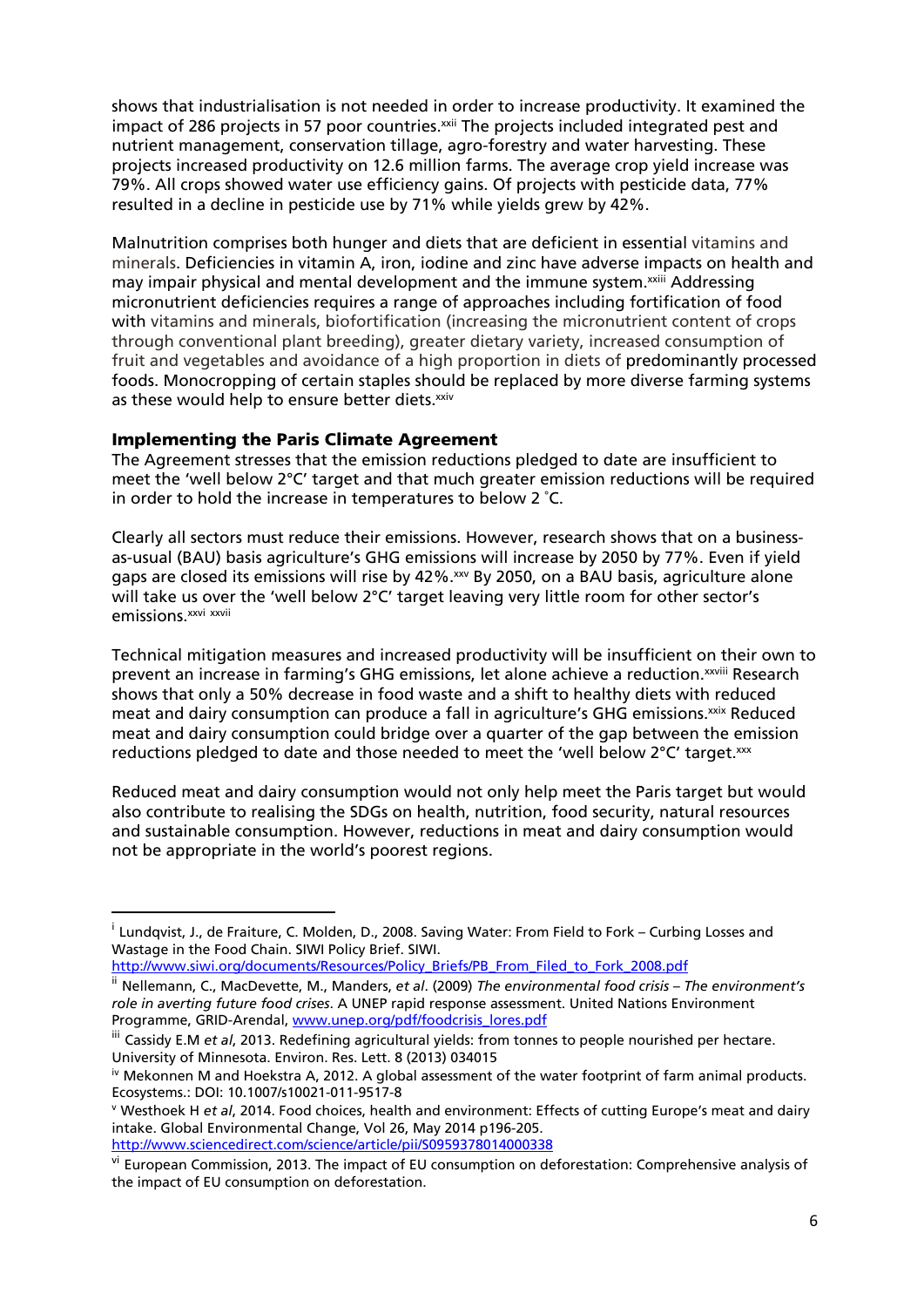shows that industrialisation is not needed in order to increase productivity. It examined the impact of 286 projects in 57 poor countries.[xxii] The projects included integrated pest and nutrient management, conservation tillage, agro-forestry and water harvesting. These projects increased productivity on 12.6 million farms. The average crop yield increase was 79%. All crops showed water use efficiency gains. Of projects with pesticide data, 77% resulted in a decline in pesticide use by 71% while yields grew by 42%.

Malnutrition comprises both hunger and diets that are deficient in essential vitamins and minerals. Deficiencies in vitamin A, iron, iodine and zinc have adverse impacts on health and may impair physical and mental development and the immune system.[xxiii] Addressing micronutrient deficiencies requires a range of approaches including fortification of food with vitamins and minerals, biofortification (increasing the micronutrient content of crops through conventional plant breeding), greater dietary variety, increased consumption of fruit and vegetables and avoidance of a high proportion in diets of predominantly processed foods. Monocropping of certain staples should be replaced by more diverse farming systems as these would help to ensure better diets.[xxiv]

## Implementing the Paris Climate Agreement

The Agreement stresses that the emission reductions pledged to date are insufficient to meet the 'well below 2°C' target and that much greater emission reductions will be required in order to hold the increase in temperatures to below 2 °C.

Clearly all sectors must reduce their emissions. However, research shows that on a business-as-usual (BAU) basis agriculture's GHG emissions will increase by 2050 by 77%. Even if yield gaps are closed its emissions will rise by 42%.[xxv] By 2050, on a BAU basis, agriculture alone will take us over the 'well below 2°C' target leaving very little room for other sector's emissions.[xxvi] [xxvii]

Technical mitigation measures and increased productivity will be insufficient on their own to prevent an increase in farming's GHG emissions, let alone achieve a reduction.[xxviii] Research shows that only a 50% decrease in food waste and a shift to healthy diets with reduced meat and dairy consumption can produce a fall in agriculture's GHG emissions.[xxix] Reduced meat and dairy consumption could bridge over a quarter of the gap between the emission reductions pledged to date and those needed to meet the 'well below 2°C' target.[xxx]

Reduced meat and dairy consumption would not only help meet the Paris target but would also contribute to realising the SDGs on health, nutrition, food security, natural resources and sustainable consumption. However, reductions in meat and dairy consumption would not be appropriate in the world's poorest regions.

---

[i] Lundqvist, J., de Fraiture, C. Molden, D., 2008. Saving Water: From Field to Fork – Curbing Losses and Wastage in the Food Chain. SIWI Policy Brief. SIWI. http://www.siwi.org/documents/Resources/Policy_Briefs/PB_From_Filed_to_Fork_2008.pdf

[ii] Nellemann, C., MacDevette, M., Manders, *et al*. (2009) *The environmental food crisis – The environment's role in averting future food crises*. A UNEP rapid response assessment. United Nations Environment Programme, GRID-Arendal, www.unep.org/pdf/foodcrisis_lores.pdf

[iii] Cassidy E.M *et al*, 2013. Redefining agricultural yields: from tonnes to people nourished per hectare. University of Minnesota. Environ. Res. Lett. 8 (2013) 034015

[iv] Mekonnen M and Hoekstra A, 2012. A global assessment of the water footprint of farm animal products. Ecosystems.: DOI: 10.1007/s10021-011-9517-8

[v] Westhoek H *et al*, 2014. Food choices, health and environment: Effects of cutting Europe's meat and dairy intake. Global Environmental Change, Vol 26, May 2014 p196-205. http://www.sciencedirect.com/science/article/pii/S0959378014000338

[vi] European Commission, 2013. The impact of EU consumption on deforestation: Comprehensive analysis of the impact of EU consumption on deforestation.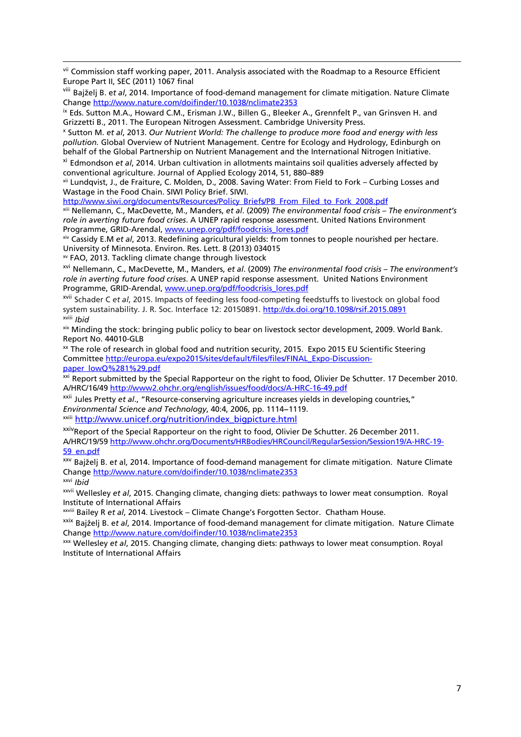[vii] Commission staff working paper, 2011. Analysis associated with the Roadmap to a Resource Efficient Europe Part II, SEC (2011) 1067 final

[viii] Bajželj B. *et al*, 2014. Importance of food-demand management for climate mitigation. Nature Climate Change http://www.nature.com/doifinder/10.1038/nclimate2353

[ix] Eds. Sutton M.A., Howard C.M., Erisman J.W., Billen G., Bleeker A., Grennfelt P., van Grinsven H. and Grizzetti B., 2011. The European Nitrogen Assessment. Cambridge University Press.

[x] Sutton M. *et al*, 2013. *Our Nutrient World: The challenge to produce more food and energy with less pollution.* Global Overview of Nutrient Management. Centre for Ecology and Hydrology, Edinburgh on behalf of the Global Partnership on Nutrient Management and the International Nitrogen Initiative.

[xi] Edmondson *et al*, 2014. Urban cultivation in allotments maintains soil qualities adversely affected by conventional agriculture. Journal of Applied Ecology 2014, 51, 880–889

[xii] Lundqvist, J., de Fraiture, C. Molden, D., 2008. Saving Water: From Field to Fork – Curbing Losses and Wastage in the Food Chain. SIWI Policy Brief. SIWI. http://www.siwi.org/documents/Resources/Policy_Briefs/PB_From_Filed_to_Fork_2008.pdf

[xiii] Nellemann, C., MacDevette, M., Manders, *et al*. (2009) *The environmental food crisis – The environment's role in averting future food crises*. A UNEP rapid response assessment. United Nations Environment Programme, GRID-Arendal, www.unep.org/pdf/foodcrisis_lores.pdf

[xiv] Cassidy E.M *et al*, 2013. Redefining agricultural yields: from tonnes to people nourished per hectare. University of Minnesota. Environ. Res. Lett. 8 (2013) 034015

[xv] FAO, 2013. Tackling climate change through livestock

[xvi] Nellemann, C., MacDevette, M., Manders, *et al*. (2009) *The environmental food crisis – The environment's role in averting future food crises*. A UNEP rapid response assessment. United Nations Environment Programme, GRID-Arendal, www.unep.org/pdf/foodcrisis_lores.pdf

[xvii] Schader C *et al*, 2015. Impacts of feeding less food-competing feedstuffs to livestock on global food system sustainability. J. R. Soc. Interface 12: 20150891. http://dx.doi.org/10.1098/rsif.2015.0891

[xviii] *Ibid*

[xix] Minding the stock: bringing public policy to bear on livestock sector development, 2009. World Bank. Report No. 44010-GLB

[xx] The role of research in global food and nutrition security, 2015. Expo 2015 EU Scientific Steering Committee http://europa.eu/expo2015/sites/default/files/files/FINAL_Expo-Discussion-paper_lowQ%281%29.pdf

[xxi] Report submitted by the Special Rapporteur on the right to food, Olivier De Schutter. 17 December 2010. A/HRC/16/49 http://www2.ohchr.org/english/issues/food/docs/A-HRC-16-49.pdf

[xxii] Jules Pretty *et al*., "Resource-conserving agriculture increases yields in developing countries," *Environmental Science and Technology*, 40:4, 2006, pp. 1114–1119.

[xxiii] http://www.unicef.org/nutrition/index_bigpicture.html

[xxiv] Report of the Special Rapporteur on the right to food, Olivier De Schutter. 26 December 2011. A/HRC/19/59 http://www.ohchr.org/Documents/HRBodies/HRCouncil/RegularSession/Session19/A-HRC-19-59_en.pdf

[xxv] Bajželj B. et al, 2014. Importance of food-demand management for climate mitigation. Nature Climate Change http://www.nature.com/doifinder/10.1038/nclimate2353

[xxvi] *Ibid*

[xxvii] Wellesley *et al*, 2015. Changing climate, changing diets: pathways to lower meat consumption. Royal Institute of International Affairs

[xxviii] Bailey R *et al*, 2014. Livestock – Climate Change's Forgotten Sector. Chatham House.

[xxix] Bajželj B. *et al*, 2014. Importance of food-demand management for climate mitigation. Nature Climate Change http://www.nature.com/doifinder/10.1038/nclimate2353

[xxx] Wellesley *et al*, 2015. Changing climate, changing diets: pathways to lower meat consumption. Royal Institute of International Affairs